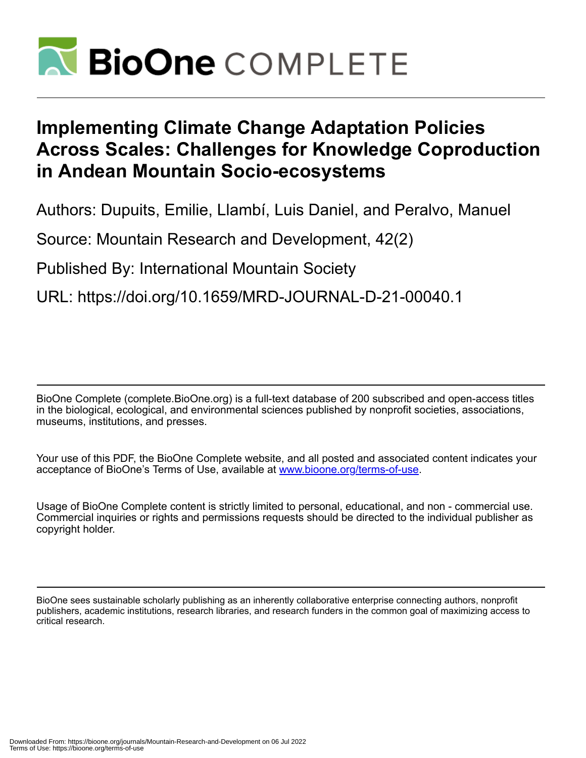# Implementing Climate Change Adaptation Policies Across Scales: Challenges for Knowledge Coproduction in Andean Mountain Socio-ecosystems

Authors: Dupuits, Emilie, Llambí, Luis Daniel, and Peralvo, Manuel

Source: Mountain Research and Development, 42(2)

Published By: International Mountain Society

URL: https://doi.org/10.1659/MRD-JOURNAL-D-21-00040.1

---

BioOne Complete (complete.BioOne.org) is a full-text database of 200 subscribed and open-access titles in the biological, ecological, and environmental sciences published by nonprofit societies, associations, museums, institutions, and presses.

Your use of this PDF, the BioOne Complete website, and all posted and associated content indicates your acceptance of BioOne's Terms of Use, available at www.bioone.org/terms-of-use.

Usage of BioOne Complete content is strictly limited to personal, educational, and non - commercial use. Commercial inquiries or rights and permissions requests should be directed to the individual publisher as copyright holder.

---

BioOne sees sustainable scholarly publishing as an inherently collaborative enterprise connecting authors, nonprofit publishers, academic institutions, research libraries, and research funders in the common goal of maximizing access to critical research.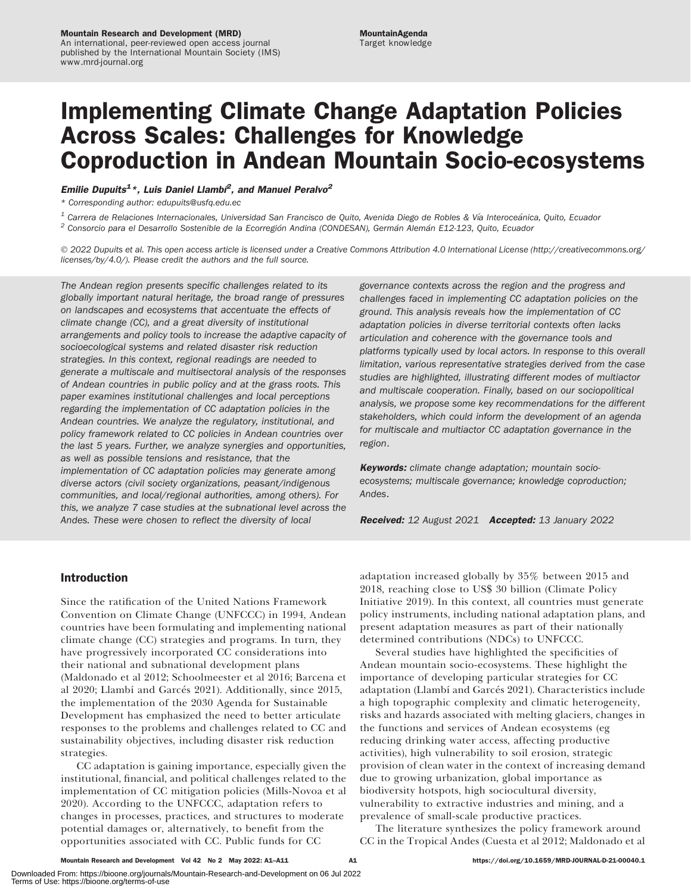# Implementing Climate Change Adaptation Policies Across Scales: Challenges for Knowledge Coproduction in Andean Mountain Socio-ecosystems

***Emilie Dupuits[1]\*, Luis Daniel Llambí[2], and Manuel Peralvo[2]***

\* *Corresponding author: edupuits@usfq.edu.ec*

[1] *Carrera de Relaciones Internacionales, Universidad San Francisco de Quito, Avenida Diego de Robles & Vía Interoceánica, Quito, Ecuador*

[2] *Consorcio para el Desarrollo Sostenible de la Ecorregión Andina (CONDESAN), Germán Alemán E12-123, Quito, Ecuador*

*© 2022 Dupuits et al. This open access article is licensed under a Creative Commons Attribution 4.0 International License (http://creativecommons.org/licenses/by/4.0/). Please credit the authors and the full source.*

*The Andean region presents specific challenges related to its globally important natural heritage, the broad range of pressures on landscapes and ecosystems that accentuate the effects of climate change (CC), and a great diversity of institutional arrangements and policy tools to increase the adaptive capacity of socioecological systems and related disaster risk reduction strategies. In this context, regional readings are needed to generate a multiscale and multisectoral analysis of the responses of Andean countries in public policy and at the grass roots. This paper examines institutional challenges and local perceptions regarding the implementation of CC adaptation policies in the Andean countries. We analyze the regulatory, institutional, and policy framework related to CC policies in Andean countries over the last 5 years. Further, we analyze synergies and opportunities, as well as possible tensions and resistance, that the implementation of CC adaptation policies may generate among diverse actors (civil society organizations, peasant/indigenous communities, and local/regional authorities, among others). For this, we analyze 7 case studies at the subnational level across the Andes. These were chosen to reflect the diversity of local governance contexts across the region and the progress and challenges faced in implementing CC adaptation policies on the ground. This analysis reveals how the implementation of CC adaptation policies in diverse territorial contexts often lacks articulation and coherence with the governance tools and platforms typically used by local actors. In response to this overall limitation, various representative strategies derived from the case studies are highlighted, illustrating different modes of multiactor and multiscale cooperation. Finally, based on our sociopolitical analysis, we propose some key recommendations for the different stakeholders, which could inform the development of an agenda for multiscale and multiactor CC adaptation governance in the region.*

***Keywords:*** *climate change adaptation; mountain socio-ecosystems; multiscale governance; knowledge coproduction; Andes.*

***Received:*** *12 August 2021* ***Accepted:*** *13 January 2022*

## Introduction

Since the ratification of the United Nations Framework Convention on Climate Change (UNFCCC) in 1994, Andean countries have been formulating and implementing national climate change (CC) strategies and programs. In turn, they have progressively incorporated CC considerations into their national and subnational development plans (Maldonado et al 2012; Schoolmeester et al 2016; Barcena et al 2020; Llambí and Garcés 2021). Additionally, since 2015, the implementation of the 2030 Agenda for Sustainable Development has emphasized the need to better articulate responses to the problems and challenges related to CC and sustainability objectives, including disaster risk reduction strategies.

CC adaptation is gaining importance, especially given the institutional, financial, and political challenges related to the implementation of CC mitigation policies (Mills-Novoa et al 2020). According to the UNFCCC, adaptation refers to changes in processes, practices, and structures to moderate potential damages or, alternatively, to benefit from the opportunities associated with CC. Public funds for CC adaptation increased globally by 35% between 2015 and 2018, reaching close to US$ 30 billion (Climate Policy Initiative 2019). In this context, all countries must generate policy instruments, including national adaptation plans, and present adaptation measures as part of their nationally determined contributions (NDCs) to UNFCCC.

Several studies have highlighted the specificities of Andean mountain socio-ecosystems. These highlight the importance of developing particular strategies for CC adaptation (Llambí and Garcés 2021). Characteristics include a high topographic complexity and climatic heterogeneity, risks and hazards associated with melting glaciers, changes in the functions and services of Andean ecosystems (eg reducing drinking water access, affecting productive activities), high vulnerability to soil erosion, strategic provision of clean water in the context of increasing demand due to growing urbanization, global importance as biodiversity hotspots, high sociocultural diversity, vulnerability to extractive industries and mining, and a prevalence of small-scale productive practices.

The literature synthesizes the policy framework around CC in the Tropical Andes (Cuesta et al 2012; Maldonado et al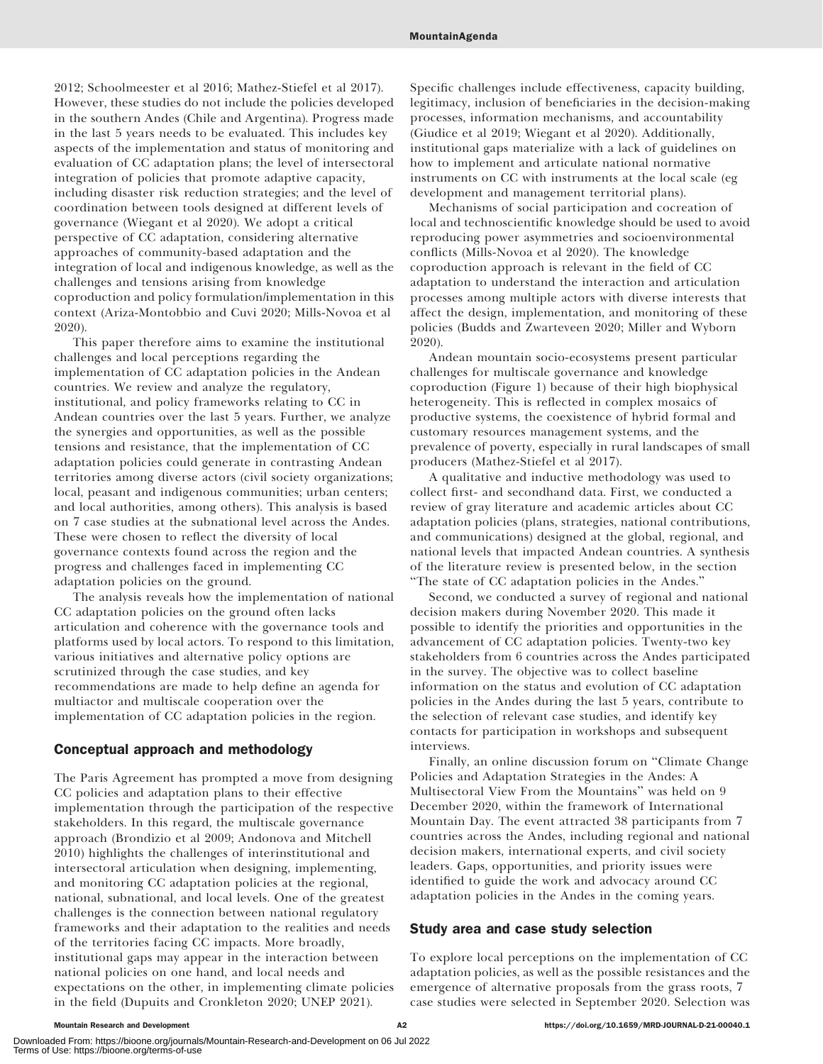2012; Schoolmeester et al 2016; Mathez-Stiefel et al 2017). However, these studies do not include the policies developed in the southern Andes (Chile and Argentina). Progress made in the last 5 years needs to be evaluated. This includes key aspects of the implementation and status of monitoring and evaluation of CC adaptation plans; the level of intersectoral integration of policies that promote adaptive capacity, including disaster risk reduction strategies; and the level of coordination between tools designed at different levels of governance (Wiegant et al 2020). We adopt a critical perspective of CC adaptation, considering alternative approaches of community-based adaptation and the integration of local and indigenous knowledge, as well as the challenges and tensions arising from knowledge coproduction and policy formulation/implementation in this context (Ariza-Montobbio and Cuvi 2020; Mills-Novoa et al 2020).

This paper therefore aims to examine the institutional challenges and local perceptions regarding the implementation of CC adaptation policies in the Andean countries. We review and analyze the regulatory, institutional, and policy frameworks relating to CC in Andean countries over the last 5 years. Further, we analyze the synergies and opportunities, as well as the possible tensions and resistance, that the implementation of CC adaptation policies could generate in contrasting Andean territories among diverse actors (civil society organizations; local, peasant and indigenous communities; urban centers; and local authorities, among others). This analysis is based on 7 case studies at the subnational level across the Andes. These were chosen to reflect the diversity of local governance contexts found across the region and the progress and challenges faced in implementing CC adaptation policies on the ground.

The analysis reveals how the implementation of national CC adaptation policies on the ground often lacks articulation and coherence with the governance tools and platforms used by local actors. To respond to this limitation, various initiatives and alternative policy options are scrutinized through the case studies, and key recommendations are made to help define an agenda for multiactor and multiscale cooperation over the implementation of CC adaptation policies in the region.

## Conceptual approach and methodology

The Paris Agreement has prompted a move from designing CC policies and adaptation plans to their effective implementation through the participation of the respective stakeholders. In this regard, the multiscale governance approach (Brondizio et al 2009; Andonova and Mitchell 2010) highlights the challenges of interinstitutional and intersectoral articulation when designing, implementing, and monitoring CC adaptation policies at the regional, national, subnational, and local levels. One of the greatest challenges is the connection between national regulatory frameworks and their adaptation to the realities and needs of the territories facing CC impacts. More broadly, institutional gaps may appear in the interaction between national policies on one hand, and local needs and expectations on the other, in implementing climate policies in the field (Dupuits and Cronkleton 2020; UNEP 2021). Specific challenges include effectiveness, capacity building, legitimacy, inclusion of beneficiaries in the decision-making processes, information mechanisms, and accountability (Giudice et al 2019; Wiegant et al 2020). Additionally, institutional gaps materialize with a lack of guidelines on how to implement and articulate national normative instruments on CC with instruments at the local scale (eg development and management territorial plans).

Mechanisms of social participation and cocreation of local and technoscientific knowledge should be used to avoid reproducing power asymmetries and socioenvironmental conflicts (Mills-Novoa et al 2020). The knowledge coproduction approach is relevant in the field of CC adaptation to understand the interaction and articulation processes among multiple actors with diverse interests that affect the design, implementation, and monitoring of these policies (Budds and Zwarteveen 2020; Miller and Wyborn 2020).

Andean mountain socio-ecosystems present particular challenges for multiscale governance and knowledge coproduction (Figure 1) because of their high biophysical heterogeneity. This is reflected in complex mosaics of productive systems, the coexistence of hybrid formal and customary resources management systems, and the prevalence of poverty, especially in rural landscapes of small producers (Mathez-Stiefel et al 2017).

A qualitative and inductive methodology was used to collect first- and secondhand data. First, we conducted a review of gray literature and academic articles about CC adaptation policies (plans, strategies, national contributions, and communications) designed at the global, regional, and national levels that impacted Andean countries. A synthesis of the literature review is presented below, in the section "The state of CC adaptation policies in the Andes."

Second, we conducted a survey of regional and national decision makers during November 2020. This made it possible to identify the priorities and opportunities in the advancement of CC adaptation policies. Twenty-two key stakeholders from 6 countries across the Andes participated in the survey. The objective was to collect baseline information on the status and evolution of CC adaptation policies in the Andes during the last 5 years, contribute to the selection of relevant case studies, and identify key contacts for participation in workshops and subsequent interviews.

Finally, an online discussion forum on "Climate Change Policies and Adaptation Strategies in the Andes: A Multisectoral View From the Mountains" was held on 9 December 2020, within the framework of International Mountain Day. The event attracted 38 participants from 7 countries across the Andes, including regional and national decision makers, international experts, and civil society leaders. Gaps, opportunities, and priority issues were identified to guide the work and advocacy around CC adaptation policies in the Andes in the coming years.

## Study area and case study selection

To explore local perceptions on the implementation of CC adaptation policies, as well as the possible resistances and the emergence of alternative proposals from the grass roots, 7 case studies were selected in September 2020. Selection was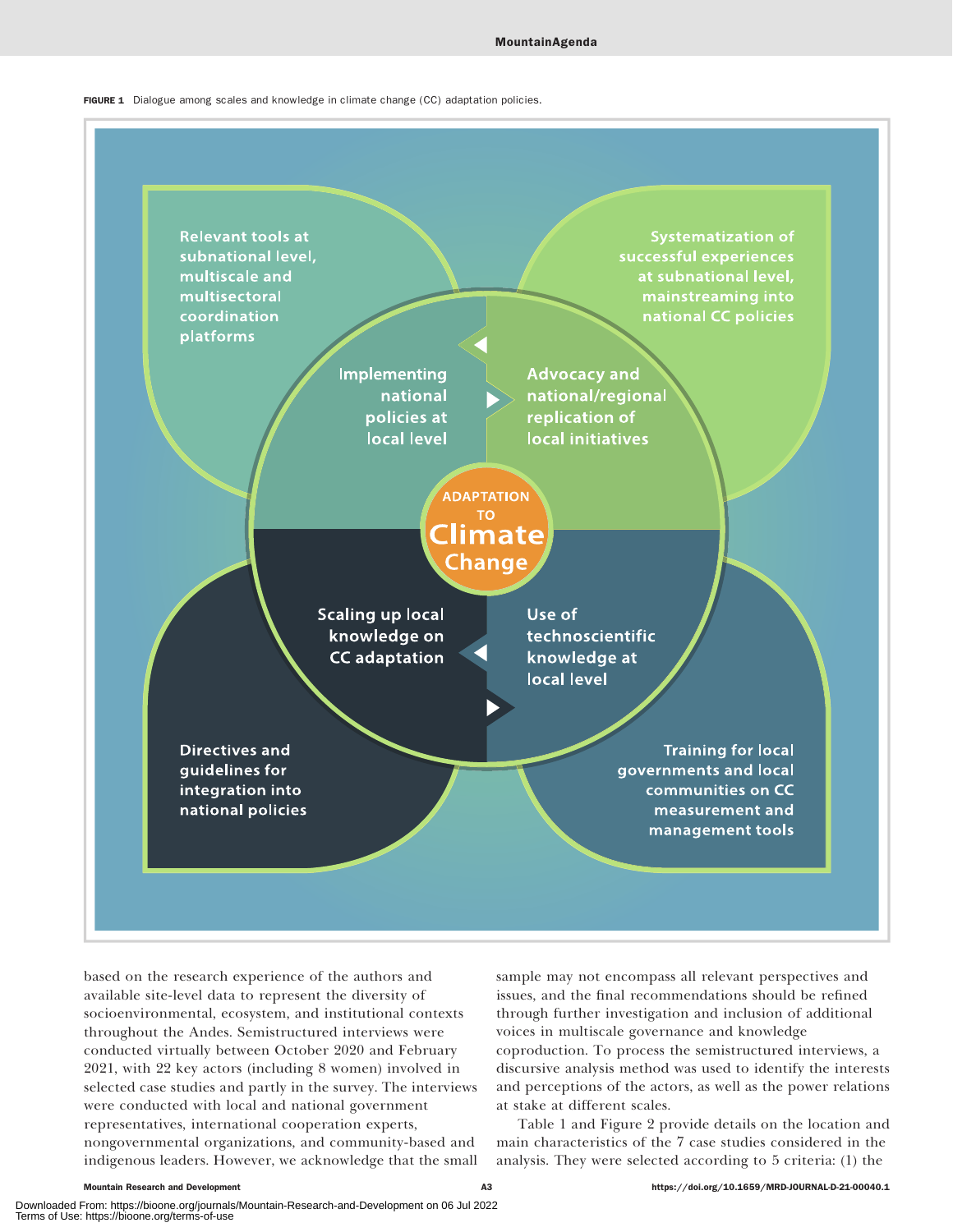FIGURE 1 Dialogue among scales and knowledge in climate change (CC) adaptation policies.

Relevant tools at subnational level, multiscale and multisectoral coordination platforms

Systematization of successful experiences at subnational level, mainstreaming into national CC policies

Implementing national policies at local level

Advocacy and national/regional replication of local initiatives

ADAPTATION TO Climate Change

Scaling up local knowledge on CC adaptation

Use of technoscientific knowledge at local level

Directives and guidelines for integration into national policies

Training for local governments and local communities on CC measurement and management tools

based on the research experience of the authors and available site-level data to represent the diversity of socioenvironmental, ecosystem, and institutional contexts throughout the Andes. Semistructured interviews were conducted virtually between October 2020 and February 2021, with 22 key actors (including 8 women) involved in selected case studies and partly in the survey. The interviews were conducted with local and national government representatives, international cooperation experts, nongovernmental organizations, and community-based and indigenous leaders. However, we acknowledge that the small sample may not encompass all relevant perspectives and issues, and the final recommendations should be refined through further investigation and inclusion of additional voices in multiscale governance and knowledge coproduction. To process the semistructured interviews, a discursive analysis method was used to identify the interests and perceptions of the actors, as well as the power relations at stake at different scales.

Table 1 and Figure 2 provide details on the location and main characteristics of the 7 case studies considered in the analysis. They were selected according to 5 criteria: (1) the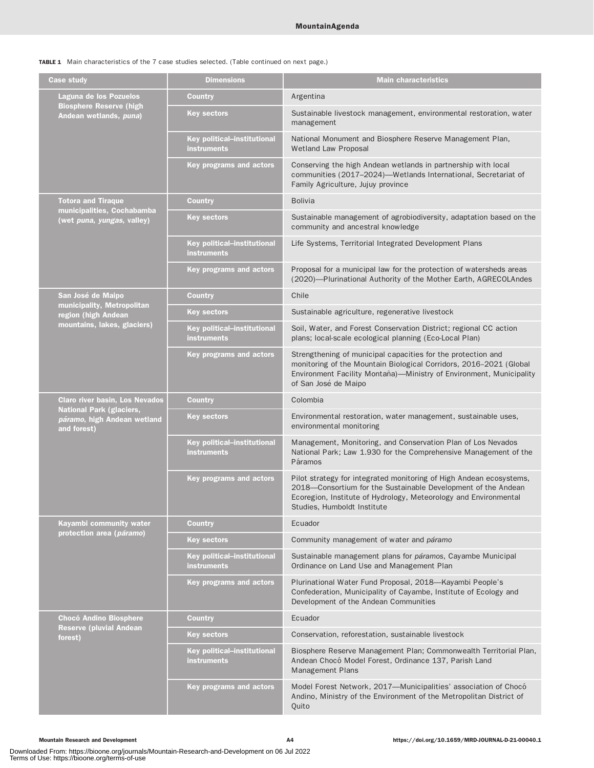**TABLE 1** Main characteristics of the 7 case studies selected. (Table continued on next page.)

| Case study | Dimensions | Main characteristics |
|---|---|---|
| Laguna de los Pozuelos Biosphere Reserve (high Andean wetlands, *puna*) | Country | Argentina |
| | Key sectors | Sustainable livestock management, environmental restoration, water management |
| | Key political–institutional instruments | National Monument and Biosphere Reserve Management Plan, Wetland Law Proposal |
| | Key programs and actors | Conserving the high Andean wetlands in partnership with local communities (2017–2024)—Wetlands International, Secretariat of Family Agriculture, Jujuy province |
| Totora and Tiraque municipalities, Cochabamba (wet *puna*, *yungas*, valley) | Country | Bolivia |
| | Key sectors | Sustainable management of agrobiodiversity, adaptation based on the community and ancestral knowledge |
| | Key political–institutional instruments | Life Systems, Territorial Integrated Development Plans |
| | Key programs and actors | Proposal for a municipal law for the protection of watersheds areas (2020)—Plurinational Authority of the Mother Earth, AGRECOLAndes |
| San José de Maipo municipality, Metropolitan region (high Andean mountains, lakes, glaciers) | Country | Chile |
| | Key sectors | Sustainable agriculture, regenerative livestock |
| | Key political–institutional instruments | Soil, Water, and Forest Conservation District; regional CC action plans; local-scale ecological planning (Eco-Local Plan) |
| | Key programs and actors | Strengthening of municipal capacities for the protection and monitoring of the Mountain Biological Corridors, 2016–2021 (Global Environment Facility Montaña)—Ministry of Environment, Municipality of San José de Maipo |
| Claro river basin, Los Nevados National Park (glaciers, *páramo*, high Andean wetland and forest) | Country | Colombia |
| | Key sectors | Environmental restoration, water management, sustainable uses, environmental monitoring |
| | Key political–institutional instruments | Management, Monitoring, and Conservation Plan of Los Nevados National Park; Law 1.930 for the Comprehensive Management of the Páramos |
| | Key programs and actors | Pilot strategy for integrated monitoring of High Andean ecosystems, 2018—Consortium for the Sustainable Development of the Andean Ecoregion, Institute of Hydrology, Meteorology and Environmental Studies, Humboldt Institute |
| Kayambi community water protection area (*páramo*) | Country | Ecuador |
| | Key sectors | Community management of water and *páramo* |
| | Key political–institutional instruments | Sustainable management plans for *páramos*, Cayambe Municipal Ordinance on Land Use and Management Plan |
| | Key programs and actors | Plurinational Water Fund Proposal, 2018—Kayambi People's Confederation, Municipality of Cayambe, Institute of Ecology and Development of the Andean Communities |
| Chocó Andino Biosphere Reserve (pluvial Andean forest) | Country | Ecuador |
| | Key sectors | Conservation, reforestation, sustainable livestock |
| | Key political–institutional instruments | Biosphere Reserve Management Plan; Commonwealth Territorial Plan, Andean Chocó Model Forest, Ordinance 137, Parish Land Management Plans |
| | Key programs and actors | Model Forest Network, 2017—Municipalities' association of Chocó Andino, Ministry of the Environment of the Metropolitan District of Quito |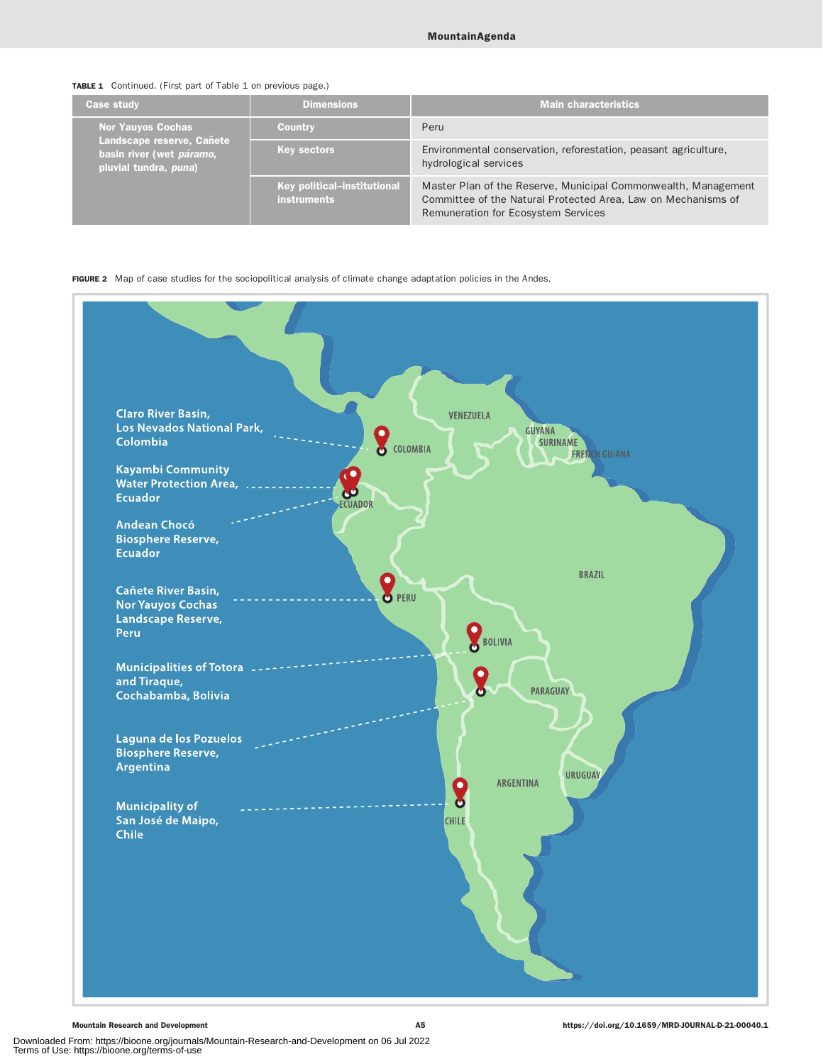**TABLE 1** Continued. (First part of Table 1 on previous page.)

| Case study | Dimensions | Main characteristics |
|---|---|---|
| Nor Yauyos Cochas Landscape reserve, Cañete basin river (wet *páramo*, pluvial tundra, *puna*) | Country | Peru |
| | Key sectors | Environmental conservation, reforestation, peasant agriculture, hydrological services |
| | Key political–institutional instruments | Master Plan of the Reserve, Municipal Commonwealth, Management Committee of the Natural Protected Area, Law on Mechanisms of Remuneration for Ecosystem Services |

**FIGURE 2** Map of case studies for the sociopolitical analysis of climate change adaptation policies in the Andes.

Claro River Basin, Los Nevados National Park, Colombia

Kayambi Community Water Protection Area, Ecuador

Andean Chocó Biosphere Reserve, Ecuador

Cañete River Basin, Nor Yauyos Cochas Landscape Reserve, Peru

Municipalities of Totora and Tiraque, Cochabamba, Bolivia

Laguna de los Pozuelos Biosphere Reserve, Argentina

Municipality of San José de Maipo, Chile

Downloaded From: https://bioone.org/journals/Mountain-Research-and-Development on 06 Jul 2022
Terms of Use: https://bioone.org/terms-of-use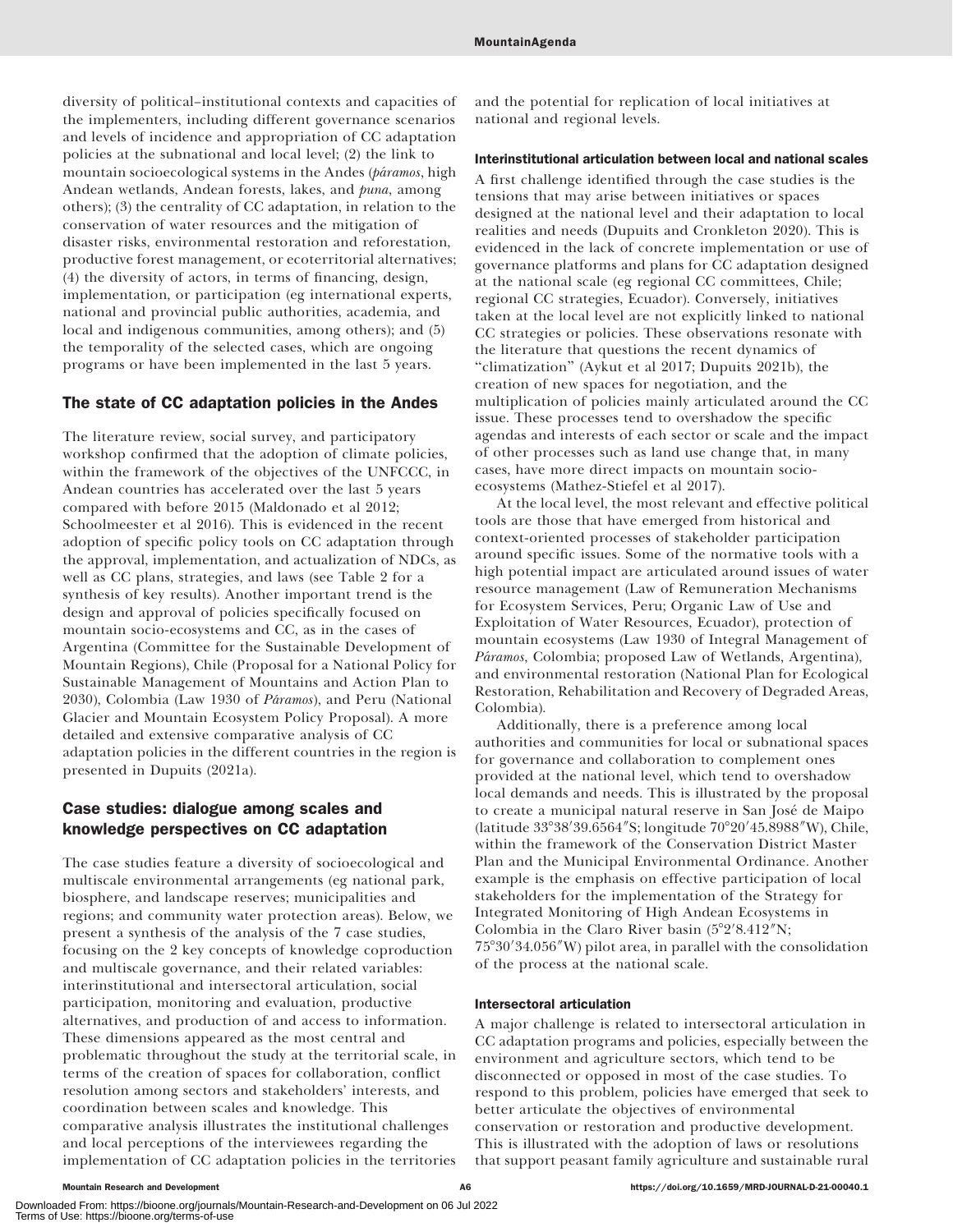diversity of political–institutional contexts and capacities of the implementers, including different governance scenarios and levels of incidence and appropriation of CC adaptation policies at the subnational and local level; (2) the link to mountain socioecological systems in the Andes (*páramos*, high Andean wetlands, Andean forests, lakes, and *puna*, among others); (3) the centrality of CC adaptation, in relation to the conservation of water resources and the mitigation of disaster risks, environmental restoration and reforestation, productive forest management, or ecoterritorial alternatives; (4) the diversity of actors, in terms of financing, design, implementation, or participation (eg international experts, national and provincial public authorities, academia, and local and indigenous communities, among others); and (5) the temporality of the selected cases, which are ongoing programs or have been implemented in the last 5 years.

## The state of CC adaptation policies in the Andes

The literature review, social survey, and participatory workshop confirmed that the adoption of climate policies, within the framework of the objectives of the UNFCCC, in Andean countries has accelerated over the last 5 years compared with before 2015 (Maldonado et al 2012; Schoolmeester et al 2016). This is evidenced in the recent adoption of specific policy tools on CC adaptation through the approval, implementation, and actualization of NDCs, as well as CC plans, strategies, and laws (see Table 2 for a synthesis of key results). Another important trend is the design and approval of policies specifically focused on mountain socio-ecosystems and CC, as in the cases of Argentina (Committee for the Sustainable Development of Mountain Regions), Chile (Proposal for a National Policy for Sustainable Management of Mountains and Action Plan to 2030), Colombia (Law 1930 of *Páramos*), and Peru (National Glacier and Mountain Ecosystem Policy Proposal). A more detailed and extensive comparative analysis of CC adaptation policies in the different countries in the region is presented in Dupuits (2021a).

## Case studies: dialogue among scales and knowledge perspectives on CC adaptation

The case studies feature a diversity of socioecological and multiscale environmental arrangements (eg national park, biosphere, and landscape reserves; municipalities and regions; and community water protection areas). Below, we present a synthesis of the analysis of the 7 case studies, focusing on the 2 key concepts of knowledge coproduction and multiscale governance, and their related variables: interinstitutional and intersectoral articulation, social participation, monitoring and evaluation, productive alternatives, and production of and access to information. These dimensions appeared as the most central and problematic throughout the study at the territorial scale, in terms of the creation of spaces for collaboration, conflict resolution among sectors and stakeholders' interests, and coordination between scales and knowledge. This comparative analysis illustrates the institutional challenges and local perceptions of the interviewees regarding the implementation of CC adaptation policies in the territories and the potential for replication of local initiatives at national and regional levels.

### Interinstitutional articulation between local and national scales

A first challenge identified through the case studies is the tensions that may arise between initiatives or spaces designed at the national level and their adaptation to local realities and needs (Dupuits and Cronkleton 2020). This is evidenced in the lack of concrete implementation or use of governance platforms and plans for CC adaptation designed at the national scale (eg regional CC committees, Chile; regional CC strategies, Ecuador). Conversely, initiatives taken at the local level are not explicitly linked to national CC strategies or policies. These observations resonate with the literature that questions the recent dynamics of "climatization" (Aykut et al 2017; Dupuits 2021b), the creation of new spaces for negotiation, and the multiplication of policies mainly articulated around the CC issue. These processes tend to overshadow the specific agendas and interests of each sector or scale and the impact of other processes such as land use change that, in many cases, have more direct impacts on mountain socio-ecosystems (Mathez-Stiefel et al 2017).

At the local level, the most relevant and effective political tools are those that have emerged from historical and context-oriented processes of stakeholder participation around specific issues. Some of the normative tools with a high potential impact are articulated around issues of water resource management (Law of Remuneration Mechanisms for Ecosystem Services, Peru; Organic Law of Use and Exploitation of Water Resources, Ecuador), protection of mountain ecosystems (Law 1930 of Integral Management of *Páramos*, Colombia; proposed Law of Wetlands, Argentina), and environmental restoration (National Plan for Ecological Restoration, Rehabilitation and Recovery of Degraded Areas, Colombia).

Additionally, there is a preference among local authorities and communities for local or subnational spaces for governance and collaboration to complement ones provided at the national level, which tend to overshadow local demands and needs. This is illustrated by the proposal to create a municipal natural reserve in San José de Maipo (latitude 33°38′39.6564″S; longitude 70°20′45.8988″W), Chile, within the framework of the Conservation District Master Plan and the Municipal Environmental Ordinance. Another example is the emphasis on effective participation of local stakeholders for the implementation of the Strategy for Integrated Monitoring of High Andean Ecosystems in Colombia in the Claro River basin (5°2′8.412″N; 75°30′34.056″W) pilot area, in parallel with the consolidation of the process at the national scale.

### Intersectoral articulation

A major challenge is related to intersectoral articulation in CC adaptation programs and policies, especially between the environment and agriculture sectors, which tend to be disconnected or opposed in most of the case studies. To respond to this problem, policies have emerged that seek to better articulate the objectives of environmental conservation or restoration and productive development. This is illustrated with the adoption of laws or resolutions that support peasant family agriculture and sustainable rural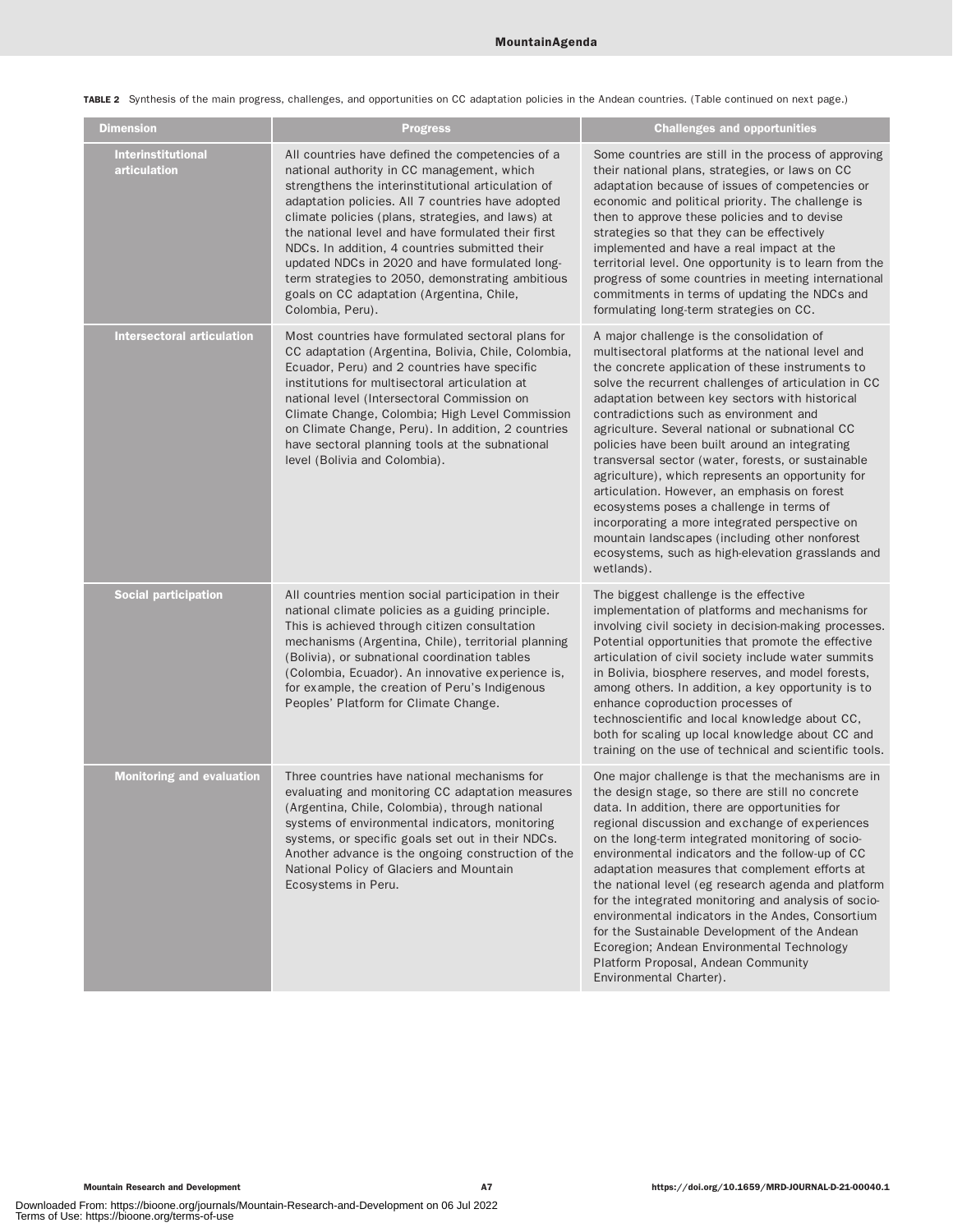**TABLE 2** Synthesis of the main progress, challenges, and opportunities on CC adaptation policies in the Andean countries. (Table continued on next page.)

| Dimension | Progress | Challenges and opportunities |
| --- | --- | --- |
| **Interinstitutional articulation** | All countries have defined the competencies of a national authority in CC management, which strengthens the interinstitutional articulation of adaptation policies. All 7 countries have adopted climate policies (plans, strategies, and laws) at the national level and have formulated their first NDCs. In addition, 4 countries submitted their updated NDCs in 2020 and have formulated long-term strategies to 2050, demonstrating ambitious goals on CC adaptation (Argentina, Chile, Colombia, Peru). | Some countries are still in the process of approving their national plans, strategies, or laws on CC adaptation because of issues of competencies or economic and political priority. The challenge is then to approve these policies and to devise strategies so that they can be effectively implemented and have a real impact at the territorial level. One opportunity is to learn from the progress of some countries in meeting international commitments in terms of updating the NDCs and formulating long-term strategies on CC. |
| **Intersectoral articulation** | Most countries have formulated sectoral plans for CC adaptation (Argentina, Bolivia, Chile, Colombia, Ecuador, Peru) and 2 countries have specific institutions for multisectoral articulation at national level (Intersectoral Commission on Climate Change, Colombia; High Level Commission on Climate Change, Peru). In addition, 2 countries have sectoral planning tools at the subnational level (Bolivia and Colombia). | A major challenge is the consolidation of multisectoral platforms at the national level and the concrete application of these instruments to solve the recurrent challenges of articulation in CC adaptation between key sectors with historical contradictions such as environment and agriculture. Several national or subnational CC policies have been built around an integrating transversal sector (water, forests, or sustainable agriculture), which represents an opportunity for articulation. However, an emphasis on forest ecosystems poses a challenge in terms of incorporating a more integrated perspective on mountain landscapes (including other nonforest ecosystems, such as high-elevation grasslands and wetlands). |
| **Social participation** | All countries mention social participation in their national climate policies as a guiding principle. This is achieved through citizen consultation mechanisms (Argentina, Chile), territorial planning (Bolivia), or subnational coordination tables (Colombia, Ecuador). An innovative experience is, for example, the creation of Peru's Indigenous Peoples' Platform for Climate Change. | The biggest challenge is the effective implementation of platforms and mechanisms for involving civil society in decision-making processes. Potential opportunities that promote the effective articulation of civil society include water summits in Bolivia, biosphere reserves, and model forests, among others. In addition, a key opportunity is to enhance coproduction processes of technoscientific and local knowledge about CC, both for scaling up local knowledge about CC and training on the use of technical and scientific tools. |
| **Monitoring and evaluation** | Three countries have national mechanisms for evaluating and monitoring CC adaptation measures (Argentina, Chile, Colombia), through national systems of environmental indicators, monitoring systems, or specific goals set out in their NDCs. Another advance is the ongoing construction of the National Policy of Glaciers and Mountain Ecosystems in Peru. | One major challenge is that the mechanisms are in the design stage, so there are still no concrete data. In addition, there are opportunities for regional discussion and exchange of experiences on the long-term integrated monitoring of socio-environmental indicators and the follow-up of CC adaptation measures that complement efforts at the national level (eg research agenda and platform for the integrated monitoring and analysis of socio-environmental indicators in the Andes, Consortium for the Sustainable Development of the Andean Ecoregion; Andean Environmental Technology Platform Proposal, Andean Community Environmental Charter). |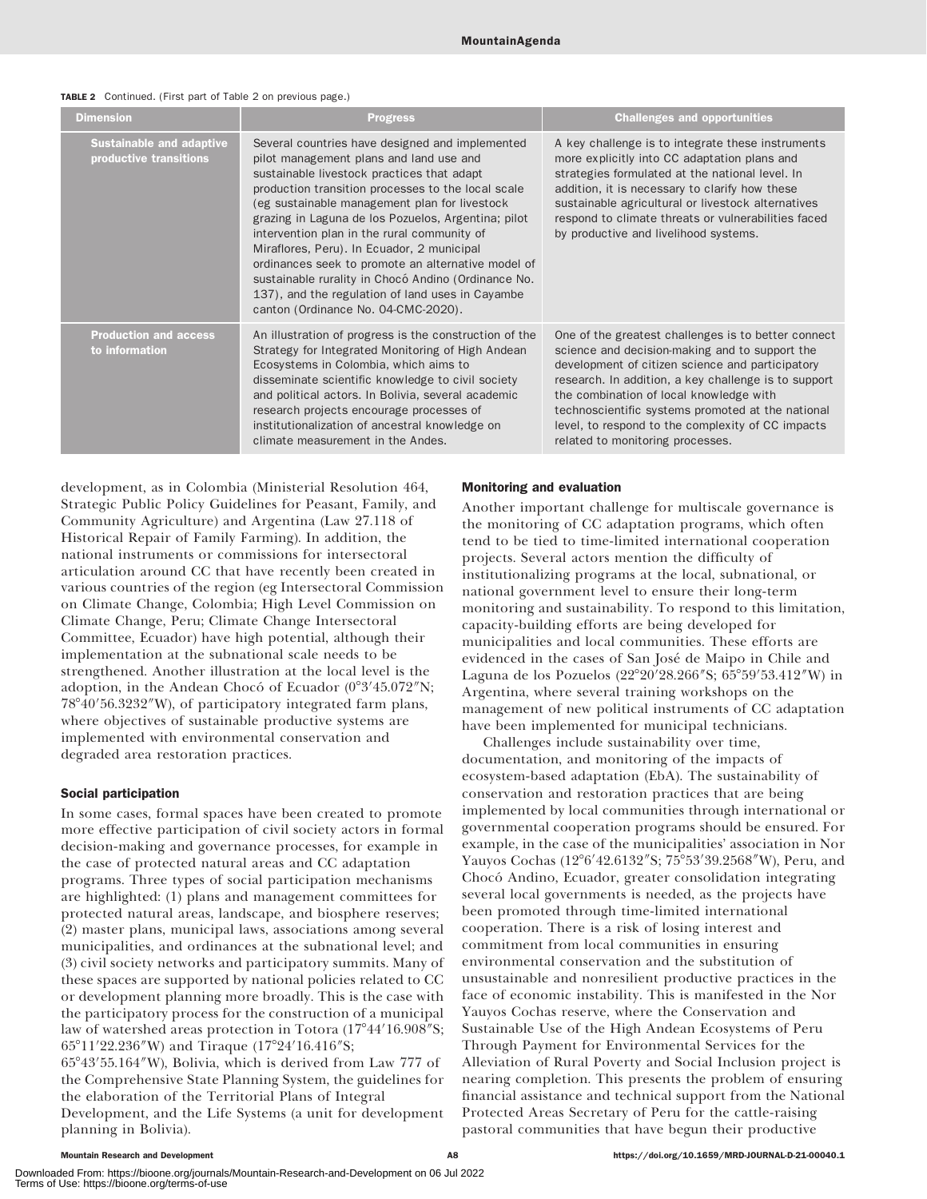**TABLE 2** Continued. (First part of Table 2 on previous page.)

| Dimension | Progress | Challenges and opportunities |
| --- | --- | --- |
| Sustainable and adaptive productive transitions | Several countries have designed and implemented pilot management plans and land use and sustainable livestock practices that adapt production transition processes to the local scale (eg sustainable management plan for livestock grazing in Laguna de los Pozuelos, Argentina; pilot intervention plan in the rural community of Miraflores, Peru). In Ecuador, 2 municipal ordinances seek to promote an alternative model of sustainable rurality in Chocó Andino (Ordinance No. 137), and the regulation of land uses in Cayambe canton (Ordinance No. 04-CMC-2020). | A key challenge is to integrate these instruments more explicitly into CC adaptation plans and strategies formulated at the national level. In addition, it is necessary to clarify how these sustainable agricultural or livestock alternatives respond to climate threats or vulnerabilities faced by productive and livelihood systems. |
| Production and access to information | An illustration of progress is the construction of the Strategy for Integrated Monitoring of High Andean Ecosystems in Colombia, which aims to disseminate scientific knowledge to civil society and political actors. In Bolivia, several academic research projects encourage processes of institutionalization of ancestral knowledge on climate measurement in the Andes. | One of the greatest challenges is to better connect science and decision-making and to support the development of citizen science and participatory research. In addition, a key challenge is to support the combination of local knowledge with technoscientific systems promoted at the national level, to respond to the complexity of CC impacts related to monitoring processes. |

development, as in Colombia (Ministerial Resolution 464, Strategic Public Policy Guidelines for Peasant, Family, and Community Agriculture) and Argentina (Law 27.118 of Historical Repair of Family Farming). In addition, the national instruments or commissions for intersectoral articulation around CC that have recently been created in various countries of the region (eg Intersectoral Commission on Climate Change, Colombia; High Level Commission on Climate Change, Peru; Climate Change Intersectoral Committee, Ecuador) have high potential, although their implementation at the subnational scale needs to be strengthened. Another illustration at the local level is the adoption, in the Andean Chocó of Ecuador (0°3′45.072″N; 78°40′56.3232″W), of participatory integrated farm plans, where objectives of sustainable productive systems are implemented with environmental conservation and degraded area restoration practices.

### Social participation

In some cases, formal spaces have been created to promote more effective participation of civil society actors in formal decision-making and governance processes, for example in the case of protected natural areas and CC adaptation programs. Three types of social participation mechanisms are highlighted: (1) plans and management committees for protected natural areas, landscape, and biosphere reserves; (2) master plans, municipal laws, associations among several municipalities, and ordinances at the subnational level; and (3) civil society networks and participatory summits. Many of these spaces are supported by national policies related to CC or development planning more broadly. This is the case with the participatory process for the construction of a municipal law of watershed areas protection in Totora (17°44′16.908″S; 65°11′22.236″W) and Tiraque (17°24′16.416″S; 65°43′55.164″W), Bolivia, which is derived from Law 777 of the Comprehensive State Planning System, the guidelines for the elaboration of the Territorial Plans of Integral Development, and the Life Systems (a unit for development planning in Bolivia).

### Monitoring and evaluation

Another important challenge for multiscale governance is the monitoring of CC adaptation programs, which often tend to be tied to time-limited international cooperation projects. Several actors mention the difficulty of institutionalizing programs at the local, subnational, or national government level to ensure their long-term monitoring and sustainability. To respond to this limitation, capacity-building efforts are being developed for municipalities and local communities. These efforts are evidenced in the cases of San José de Maipo in Chile and Laguna de los Pozuelos (22°20′28.266″S; 65°59′53.412″W) in Argentina, where several training workshops on the management of new political instruments of CC adaptation have been implemented for municipal technicians.

Challenges include sustainability over time, documentation, and monitoring of the impacts of ecosystem-based adaptation (EbA). The sustainability of conservation and restoration practices that are being implemented by local communities through international or governmental cooperation programs should be ensured. For example, in the case of the municipalities' association in Nor Yauyos Cochas (12°6′42.6132″S; 75°53′39.2568″W), Peru, and Chocó Andino, Ecuador, greater consolidation integrating several local governments is needed, as the projects have been promoted through time-limited international cooperation. There is a risk of losing interest and commitment from local communities in ensuring environmental conservation and the substitution of unsustainable and nonresilient productive practices in the face of economic instability. This is manifested in the Nor Yauyos Cochas reserve, where the Conservation and Sustainable Use of the High Andean Ecosystems of Peru Through Payment for Environmental Services for the Alleviation of Rural Poverty and Social Inclusion project is nearing completion. This presents the problem of ensuring financial assistance and technical support from the National Protected Areas Secretary of Peru for the cattle-raising pastoral communities that have begun their productive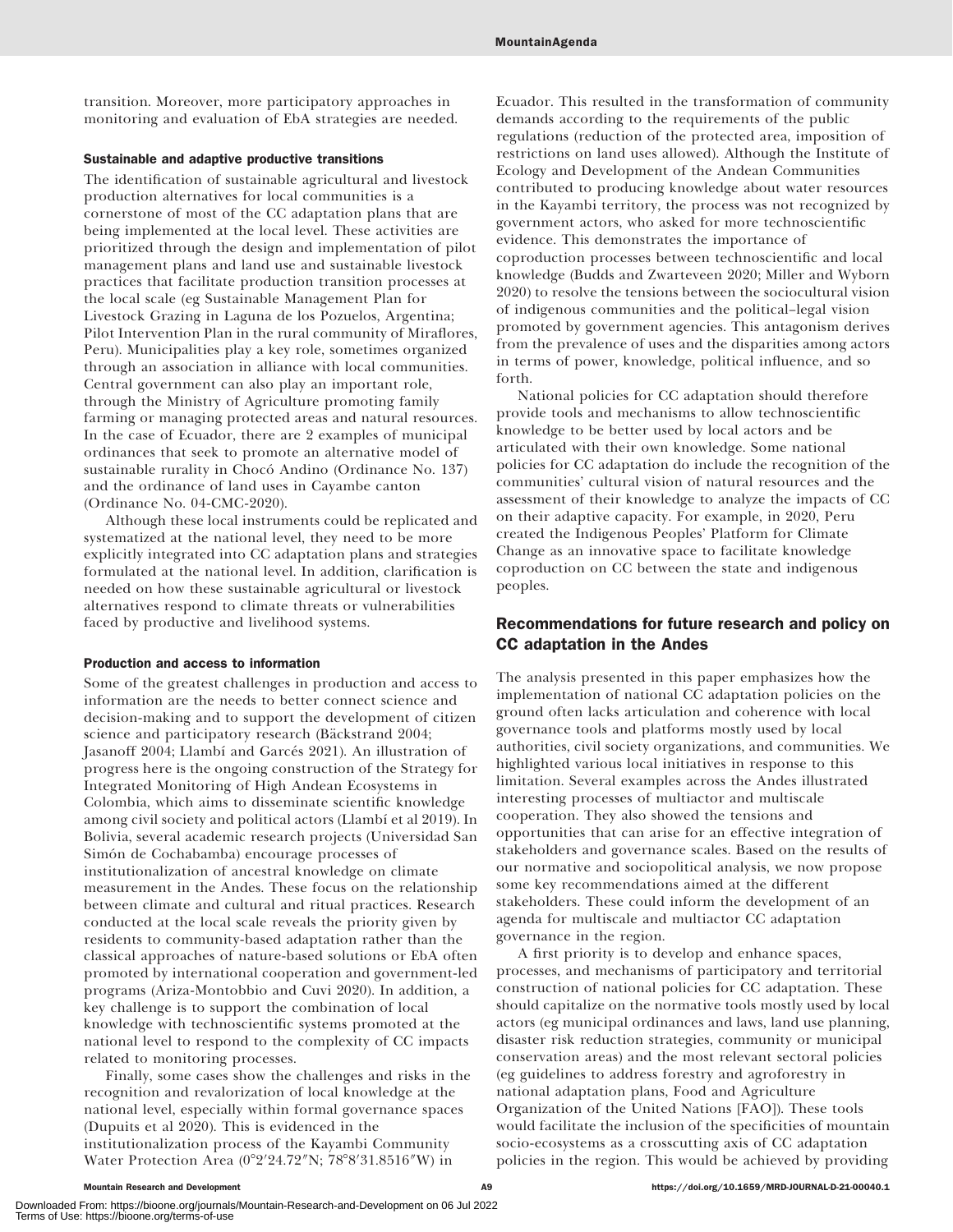transition. Moreover, more participatory approaches in monitoring and evaluation of EbA strategies are needed.

#### Sustainable and adaptive productive transitions

The identification of sustainable agricultural and livestock production alternatives for local communities is a cornerstone of most of the CC adaptation plans that are being implemented at the local level. These activities are prioritized through the design and implementation of pilot management plans and land use and sustainable livestock practices that facilitate production transition processes at the local scale (eg Sustainable Management Plan for Livestock Grazing in Laguna de los Pozuelos, Argentina; Pilot Intervention Plan in the rural community of Miraflores, Peru). Municipalities play a key role, sometimes organized through an association in alliance with local communities. Central government can also play an important role, through the Ministry of Agriculture promoting family farming or managing protected areas and natural resources. In the case of Ecuador, there are 2 examples of municipal ordinances that seek to promote an alternative model of sustainable rurality in Chocó Andino (Ordinance No. 137) and the ordinance of land uses in Cayambe canton (Ordinance No. 04-CMC-2020).

Although these local instruments could be replicated and systematized at the national level, they need to be more explicitly integrated into CC adaptation plans and strategies formulated at the national level. In addition, clarification is needed on how these sustainable agricultural or livestock alternatives respond to climate threats or vulnerabilities faced by productive and livelihood systems.

#### Production and access to information

Some of the greatest challenges in production and access to information are the needs to better connect science and decision-making and to support the development of citizen science and participatory research (Bäckstrand 2004; Jasanoff 2004; Llambí and Garcés 2021). An illustration of progress here is the ongoing construction of the Strategy for Integrated Monitoring of High Andean Ecosystems in Colombia, which aims to disseminate scientific knowledge among civil society and political actors (Llambí et al 2019). In Bolivia, several academic research projects (Universidad San Simón de Cochabamba) encourage processes of institutionalization of ancestral knowledge on climate measurement in the Andes. These focus on the relationship between climate and cultural and ritual practices. Research conducted at the local scale reveals the priority given by residents to community-based adaptation rather than the classical approaches of nature-based solutions or EbA often promoted by international cooperation and government-led programs (Ariza-Montobbio and Cuvi 2020). In addition, a key challenge is to support the combination of local knowledge with technoscientific systems promoted at the national level to respond to the complexity of CC impacts related to monitoring processes.

Finally, some cases show the challenges and risks in the recognition and revalorization of local knowledge at the national level, especially within formal governance spaces (Dupuits et al 2020). This is evidenced in the institutionalization process of the Kayambi Community Water Protection Area (0°2′24.72″N; 78°8′31.8516″W) in Ecuador. This resulted in the transformation of community demands according to the requirements of the public regulations (reduction of the protected area, imposition of restrictions on land uses allowed). Although the Institute of Ecology and Development of the Andean Communities contributed to producing knowledge about water resources in the Kayambi territory, the process was not recognized by government actors, who asked for more technoscientific evidence. This demonstrates the importance of coproduction processes between technoscientific and local knowledge (Budds and Zwarteveen 2020; Miller and Wyborn 2020) to resolve the tensions between the sociocultural vision of indigenous communities and the political–legal vision promoted by government agencies. This antagonism derives from the prevalence of uses and the disparities among actors in terms of power, knowledge, political influence, and so forth.

National policies for CC adaptation should therefore provide tools and mechanisms to allow technoscientific knowledge to be better used by local actors and be articulated with their own knowledge. Some national policies for CC adaptation do include the recognition of the communities' cultural vision of natural resources and the assessment of their knowledge to analyze the impacts of CC on their adaptive capacity. For example, in 2020, Peru created the Indigenous Peoples' Platform for Climate Change as an innovative space to facilitate knowledge coproduction on CC between the state and indigenous peoples.

## Recommendations for future research and policy on CC adaptation in the Andes

The analysis presented in this paper emphasizes how the implementation of national CC adaptation policies on the ground often lacks articulation and coherence with local governance tools and platforms mostly used by local authorities, civil society organizations, and communities. We highlighted various local initiatives in response to this limitation. Several examples across the Andes illustrated interesting processes of multiactor and multiscale cooperation. They also showed the tensions and opportunities that can arise for an effective integration of stakeholders and governance scales. Based on the results of our normative and sociopolitical analysis, we now propose some key recommendations aimed at the different stakeholders. These could inform the development of an agenda for multiscale and multiactor CC adaptation governance in the region.

A first priority is to develop and enhance spaces, processes, and mechanisms of participatory and territorial construction of national policies for CC adaptation. These should capitalize on the normative tools mostly used by local actors (eg municipal ordinances and laws, land use planning, disaster risk reduction strategies, community or municipal conservation areas) and the most relevant sectoral policies (eg guidelines to address forestry and agroforestry in national adaptation plans, Food and Agriculture Organization of the United Nations [FAO]). These tools would facilitate the inclusion of the specificities of mountain socio-ecosystems as a crosscutting axis of CC adaptation policies in the region. This would be achieved by providing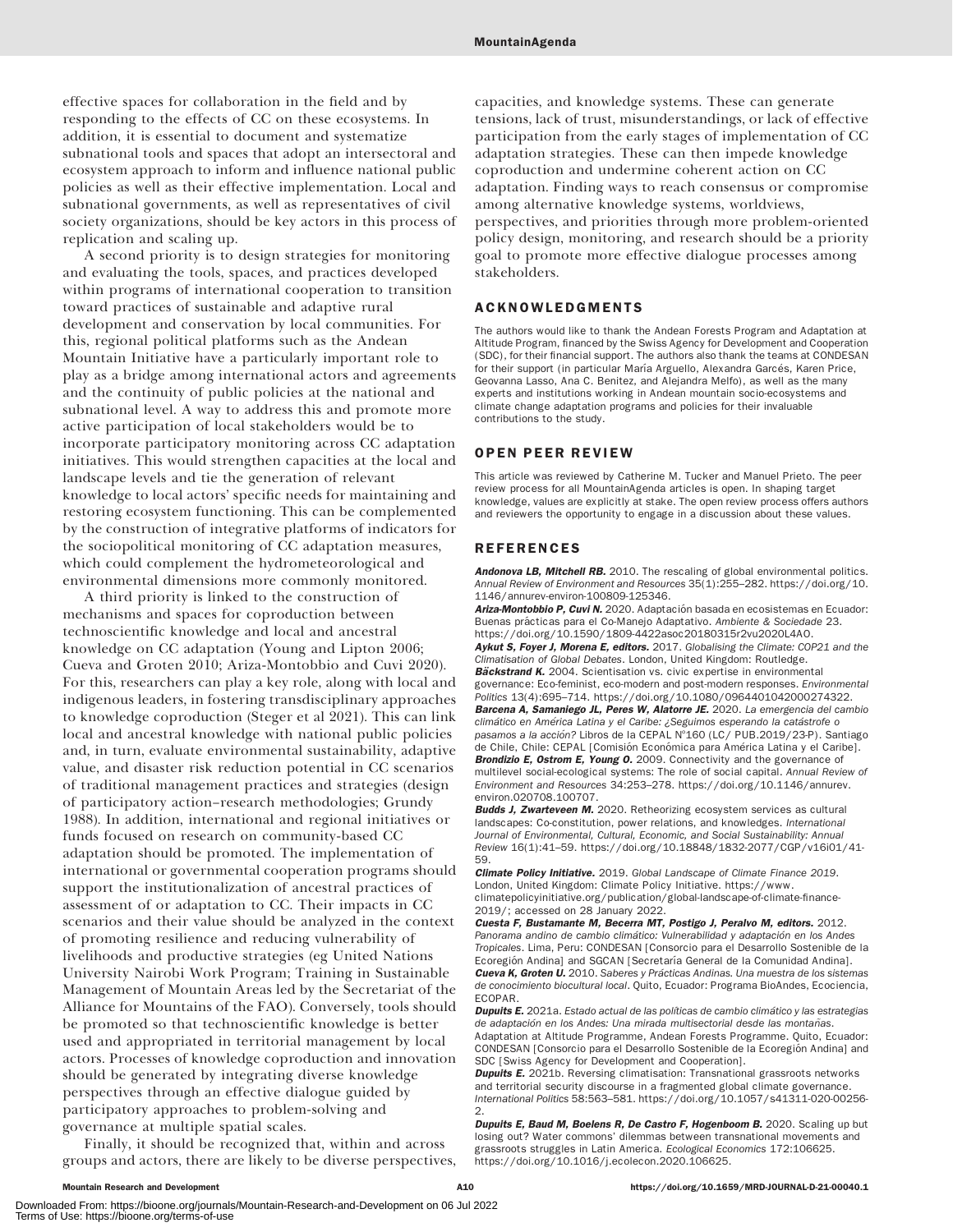effective spaces for collaboration in the field and by responding to the effects of CC on these ecosystems. In addition, it is essential to document and systematize subnational tools and spaces that adopt an intersectoral and ecosystem approach to inform and influence national public policies as well as their effective implementation. Local and subnational governments, as well as representatives of civil society organizations, should be key actors in this process of replication and scaling up.

A second priority is to design strategies for monitoring and evaluating the tools, spaces, and practices developed within programs of international cooperation to transition toward practices of sustainable and adaptive rural development and conservation by local communities. For this, regional political platforms such as the Andean Mountain Initiative have a particularly important role to play as a bridge among international actors and agreements and the continuity of public policies at the national and subnational level. A way to address this and promote more active participation of local stakeholders would be to incorporate participatory monitoring across CC adaptation initiatives. This would strengthen capacities at the local and landscape levels and tie the generation of relevant knowledge to local actors' specific needs for maintaining and restoring ecosystem functioning. This can be complemented by the construction of integrative platforms of indicators for the sociopolitical monitoring of CC adaptation measures, which could complement the hydrometeorological and environmental dimensions more commonly monitored.

A third priority is linked to the construction of mechanisms and spaces for coproduction between technoscientific knowledge and local and ancestral knowledge on CC adaptation (Young and Lipton 2006; Cueva and Groten 2010; Ariza-Montobbio and Cuvi 2020). For this, researchers can play a key role, along with local and indigenous leaders, in fostering transdisciplinary approaches to knowledge coproduction (Steger et al 2021). This can link local and ancestral knowledge with national public policies and, in turn, evaluate environmental sustainability, adaptive value, and disaster risk reduction potential in CC scenarios of traditional management practices and strategies (design of participatory action–research methodologies; Grundy 1988). In addition, international and regional initiatives or funds focused on research on community-based CC adaptation should be promoted. The implementation of international or governmental cooperation programs should support the institutionalization of ancestral practices of assessment of or adaptation to CC. Their impacts in CC scenarios and their value should be analyzed in the context of promoting resilience and reducing vulnerability of livelihoods and productive strategies (eg United Nations University Nairobi Work Program; Training in Sustainable Management of Mountain Areas led by the Secretariat of the Alliance for Mountains of the FAO). Conversely, tools should be promoted so that technoscientific knowledge is better used and appropriated in territorial management by local actors. Processes of knowledge coproduction and innovation should be generated by integrating diverse knowledge perspectives through an effective dialogue guided by participatory approaches to problem-solving and governance at multiple spatial scales.

Finally, it should be recognized that, within and across groups and actors, there are likely to be diverse perspectives, capacities, and knowledge systems. These can generate tensions, lack of trust, misunderstandings, or lack of effective participation from the early stages of implementation of CC adaptation strategies. These can then impede knowledge coproduction and undermine coherent action on CC adaptation. Finding ways to reach consensus or compromise among alternative knowledge systems, worldviews, perspectives, and priorities through more problem-oriented policy design, monitoring, and research should be a priority goal to promote more effective dialogue processes among stakeholders.

## ACKNOWLEDGMENTS

The authors would like to thank the Andean Forests Program and Adaptation at Altitude Program, financed by the Swiss Agency for Development and Cooperation (SDC), for their financial support. The authors also thank the teams at CONDESAN for their support (in particular María Arguello, Alexandra Garcés, Karen Price, Geovanna Lasso, Ana C. Benítez, and Alejandra Melfo), as well as the many experts and institutions working in Andean mountain socio-ecosystems and climate change adaptation programs and policies for their invaluable contributions to the study.

## OPEN PEER REVIEW

This article was reviewed by Catherine M. Tucker and Manuel Prieto. The peer review process for all MountainAgenda articles is open. In shaping target knowledge, values are explicitly at stake. The open review process offers authors and reviewers the opportunity to engage in a discussion about these values.

## REFERENCES

***Andonova LB, Mitchell RB.*** 2010. The rescaling of global environmental politics. *Annual Review of Environment and Resources* 35(1):255–282. https://doi.org/10.1146/annurev-environ-100809-125346.

***Ariza-Montobbio P, Cuvi N.*** 2020. Adaptación basada en ecosistemas en Ecuador: Buenas prácticas para el Co-Manejo Adaptativo. *Ambiente & Sociedade* 23. https://doi.org/10.1590/1809-4422asoc20180315r2vu2020L4AO.

***Aykut S, Foyer J, Morena E, editors.*** 2017. *Globalising the Climate: COP21 and the Climatisation of Global Debates*. London, United Kingdom: Routledge.

***Bäckstrand K.*** 2004. Scientisation vs. civic expertise in environmental governance: Eco-feminist, eco-modern and post-modern responses. *Environmental Politics* 13(4):695–714. https://doi.org/10.1080/0964401042000274322.

***Barcena A, Samaniego JL, Peres W, Alatorre JE.*** 2020. *La emergencia del cambio climático en América Latina y el Caribe: ¿Seguimos esperando la catástrofe o pasamos a la acción?* Libros de la CEPAL N°160 (LC/ PUB.2019/23-P). Santiago de Chile, Chile: CEPAL [Comisión Económica para América Latina y el Caribe].

***Brondizio E, Ostrom E, Young O.*** 2009. Connectivity and the governance of multilevel social-ecological systems: The role of social capital. *Annual Review of Environment and Resources* 34:253–278. https://doi.org/10.1146/annurev.environ.020708.100707.

***Budds J, Zwarteveen M.*** 2020. Retheorizing ecosystem services as cultural landscapes: Co-constitution, power relations, and knowledges. *International Journal of Environmental, Cultural, Economic, and Social Sustainability: Annual Review* 16(1):41–59. https://doi.org/10.18848/1832-2077/CGP/v16i01/41-59.

***Climate Policy Initiative.*** 2019. *Global Landscape of Climate Finance 2019*. London, United Kingdom: Climate Policy Initiative. https://www.climatepolicyinitiative.org/publication/global-landscape-of-climate-finance-2019/; accessed on 28 January 2022.

***Cuesta F, Bustamante M, Becerra MT, Postigo J, Peralvo M, editors.*** 2012. *Panorama andino de cambio climático: Vulnerabilidad y adaptación en los Andes Tropicales*. Lima, Peru: CONDESAN [Consorcio para el Desarrollo Sostenible de la Ecoregión Andina] and SGCAN [Secretaría General de la Comunidad Andina].

***Cueva K, Groten U.*** 2010. *Saberes y Prácticas Andinas. Una muestra de los sistemas de conocimiento biocultural local*. Quito, Ecuador: Programa BioAndes, Ecociencia, ECOPAR.

***Dupuits E.*** 2021a. *Estado actual de las políticas de cambio climático y las estrategias de adaptación en los Andes: Una mirada multisectorial desde las montañas*. Adaptation at Altitude Programme, Andean Forests Programme. Quito, Ecuador: CONDESAN [Consorcio para el Desarrollo Sostenible de la Ecoregión Andina] and SDC [Swiss Agency for Development and Cooperation].

***Dupuits E.*** 2021b. Reversing climatisation: Transnational grassroots networks and territorial security discourse in a fragmented global climate governance. *International Politics* 58:563–581. https://doi.org/10.1057/s41311-020-00256-2.

***Dupuits E, Baud M, Boelens R, De Castro F, Hogenboom B.*** 2020. Scaling up but losing out? Water commons' dilemmas between transnational movements and grassroots struggles in Latin America. *Ecological Economics* 172:106625. https://doi.org/10.1016/j.ecolecon.2020.106625.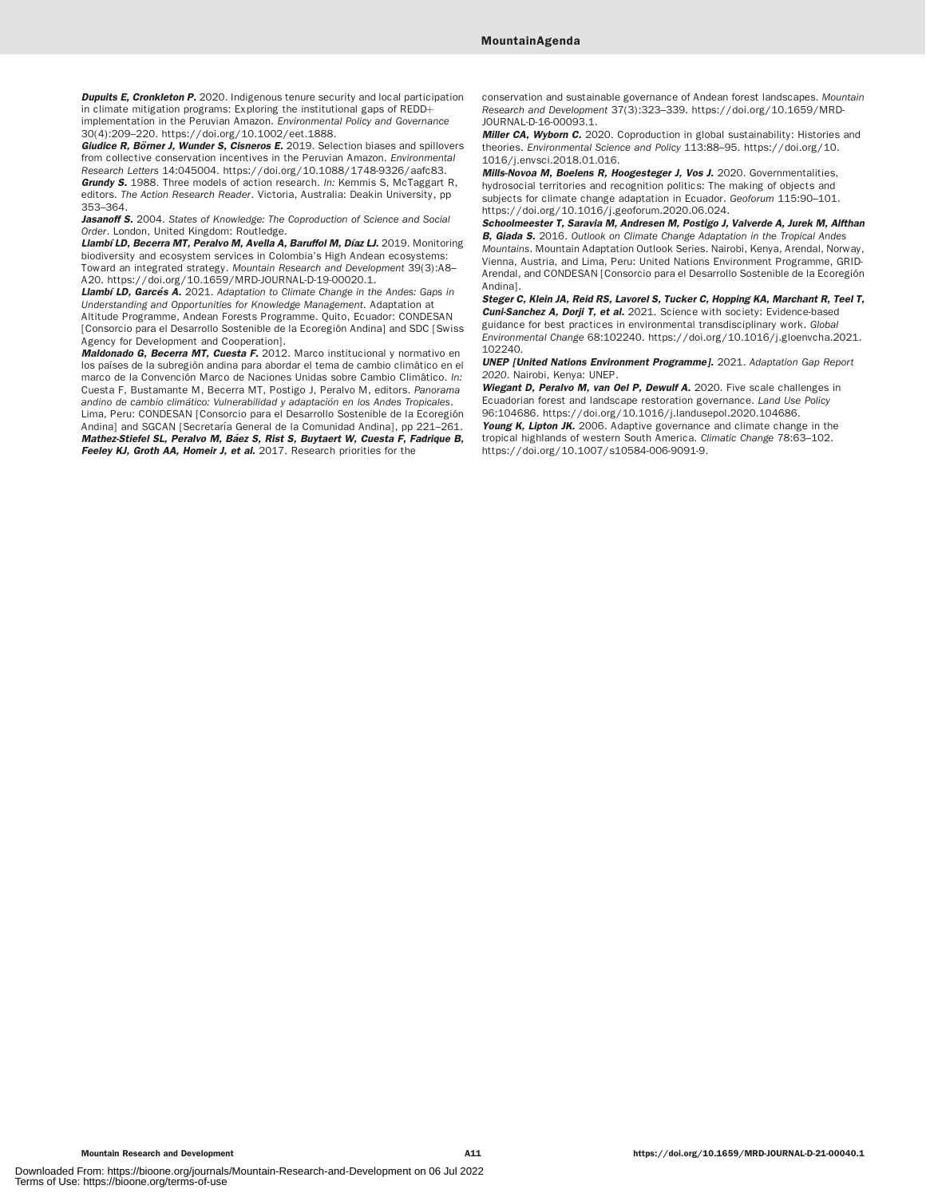**Dupuits E, Cronkleton P.** 2020. Indigenous tenure security and local participation in climate mitigation programs: Exploring the institutional gaps of REDD+ implementation in the Peruvian Amazon. *Environmental Policy and Governance* 30(4):209–220. https://doi.org/10.1002/eet.1888.

**Giudice R, Börner J, Wunder S, Cisneros E.** 2019. Selection biases and spillovers from collective conservation incentives in the Peruvian Amazon. *Environmental Research Letters* 14:045004. https://doi.org/10.1088/1748-9326/aafc83.

**Grundy S.** 1988. Three models of action research. *In:* Kemmis S, McTaggart R, editors. *The Action Research Reader*. Victoria, Australia: Deakin University, pp 353–364.

**Jasanoff S.** 2004. *States of Knowledge: The Coproduction of Science and Social Order*. London, United Kingdom: Routledge.

**Llambí LD, Becerra MT, Peralvo M, Avella A, Baruffol M, Díaz LJ.** 2019. Monitoring biodiversity and ecosystem services in Colombia's High Andean ecosystems: Toward an integrated strategy. *Mountain Research and Development* 39(3):A8–A20. https://doi.org/10.1659/MRD-JOURNAL-D-19-00020.1.

**Llambí LD, Garcés A.** 2021. *Adaptation to Climate Change in the Andes: Gaps in Understanding and Opportunities for Knowledge Management*. Adaptation at Altitude Programme, Andean Forests Programme. Quito, Ecuador: CONDESAN [Consorcio para el Desarrollo Sostenible de la Ecoregión Andina] and SDC [Swiss Agency for Development and Cooperation].

**Maldonado G, Becerra MT, Cuesta F.** 2012. Marco institucional y normativo en los países de la subregión andina para abordar el tema de cambio climático en el marco de la Convención Marco de Naciones Unidas sobre Cambio Climático. *In:* Cuesta F, Bustamante M, Becerra MT, Postigo J, Peralvo M, editors. *Panorama andino de cambio climático: Vulnerabilidad y adaptación en los Andes Tropicales*. Lima, Peru: CONDESAN [Consorcio para el Desarrollo Sostenible de la Ecoregión Andina] and SGCAN [Secretaría General de la Comunidad Andina], pp 221–261.

**Mathez-Stiefel SL, Peralvo M, Báez S, Rist S, Buytaert W, Cuesta F, Fadrique B, Feeley KJ, Groth AA, Homeir J, et al.** 2017. Research priorities for the conservation and sustainable governance of Andean forest landscapes. *Mountain Research and Development* 37(3):323–339. https://doi.org/10.1659/MRD-JOURNAL-D-16-00093.1.

**Miller CA, Wyborn C.** 2020. Coproduction in global sustainability: Histories and theories. *Environmental Science and Policy* 113:88–95. https://doi.org/10.1016/j.envsci.2018.01.016.

**Mills-Novoa M, Boelens R, Hoogesteger J, Vos J.** 2020. Governmentalities, hydrosocial territories and recognition politics: The making of objects and subjects for climate change adaptation in Ecuador. *Geoforum* 115:90–101. https://doi.org/10.1016/j.geoforum.2020.06.024.

**Schoolmeester T, Saravia M, Andresen M, Postigo J, Valverde A, Jurek M, Alfthan B, Giada S.** 2016. *Outlook on Climate Change Adaptation in the Tropical Andes Mountains*. Mountain Adaptation Outlook Series. Nairobi, Kenya, Arendal, Norway, Vienna, Austria, and Lima, Peru: United Nations Environment Programme, GRID-Arendal, and CONDESAN [Consorcio para el Desarrollo Sostenible de la Ecoregión Andina].

**Steger C, Klein JA, Reid RS, Lavorel S, Tucker C, Hopping KA, Marchant R, Teel T, Cuni-Sanchez A, Dorji T, et al.** 2021. Science with society: Evidence-based guidance for best practices in environmental transdisciplinary work. *Global Environmental Change* 68:102240. https://doi.org/10.1016/j.gloenvcha.2021.102240.

**UNEP [United Nations Environment Programme].** 2021. *Adaptation Gap Report 2020*. Nairobi, Kenya: UNEP.

**Wiegant D, Peralvo M, van Oel P, Dewulf A.** 2020. Five scale challenges in Ecuadorian forest and landscape restoration governance. *Land Use Policy* 96:104686. https://doi.org/10.1016/j.landusepol.2020.104686.

**Young K, Lipton JK.** 2006. Adaptive governance and climate change in the tropical highlands of western South America. *Climatic Change* 78:63–102. https://doi.org/10.1007/s10584-006-9091-9.